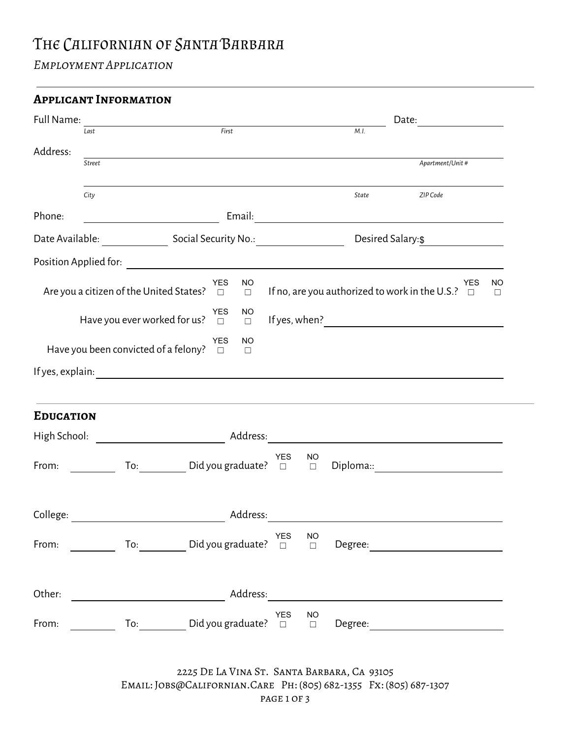# The Californian of Santa Barbara

*Employment Application*

## Applicant Information

Full Name: ______________________ ______________________ ______ Date: ____________
*Last* *First* *M.I.*

Address: ________________________________________________ ____________
*Street* *Apartment/Unit #*

________________________________________________ ________ ____________
*City* *State* *ZIP Code*

Phone: ____________________ Email: ______________________________

Date Available: ____________ Social Security No.: ______________ Desired Salary: $ ____________

Position Applied for: ________________________________________________

Are you a citizen of the United States? YES ☐ NO ☐ If no, are you authorized to work in the U.S.? YES ☐ NO ☐

Have you ever worked for us? YES ☐ NO ☐ If yes, when? ______________________

Have you been convicted of a felony? YES ☐ NO ☐

If yes, explain: ________________________________________________

## Education

High School: ____________________ Address: ______________________________

From: ________ To: ________ Did you graduate? YES ☐ NO ☐ Diploma:: ____________________

College: ____________________ Address: ______________________________

From: ________ To: ________ Did you graduate? YES ☐ NO ☐ Degree: ____________________

Other: ____________________ Address: ______________________________

From: ________ To: ________ Did you graduate? YES ☐ NO ☐ Degree: ____________________

2225 De La Vina St. Santa Barbara, Ca 93105
Email: Jobs@Californian.Care Ph: (805) 682-1355 Fx: (805) 687-1307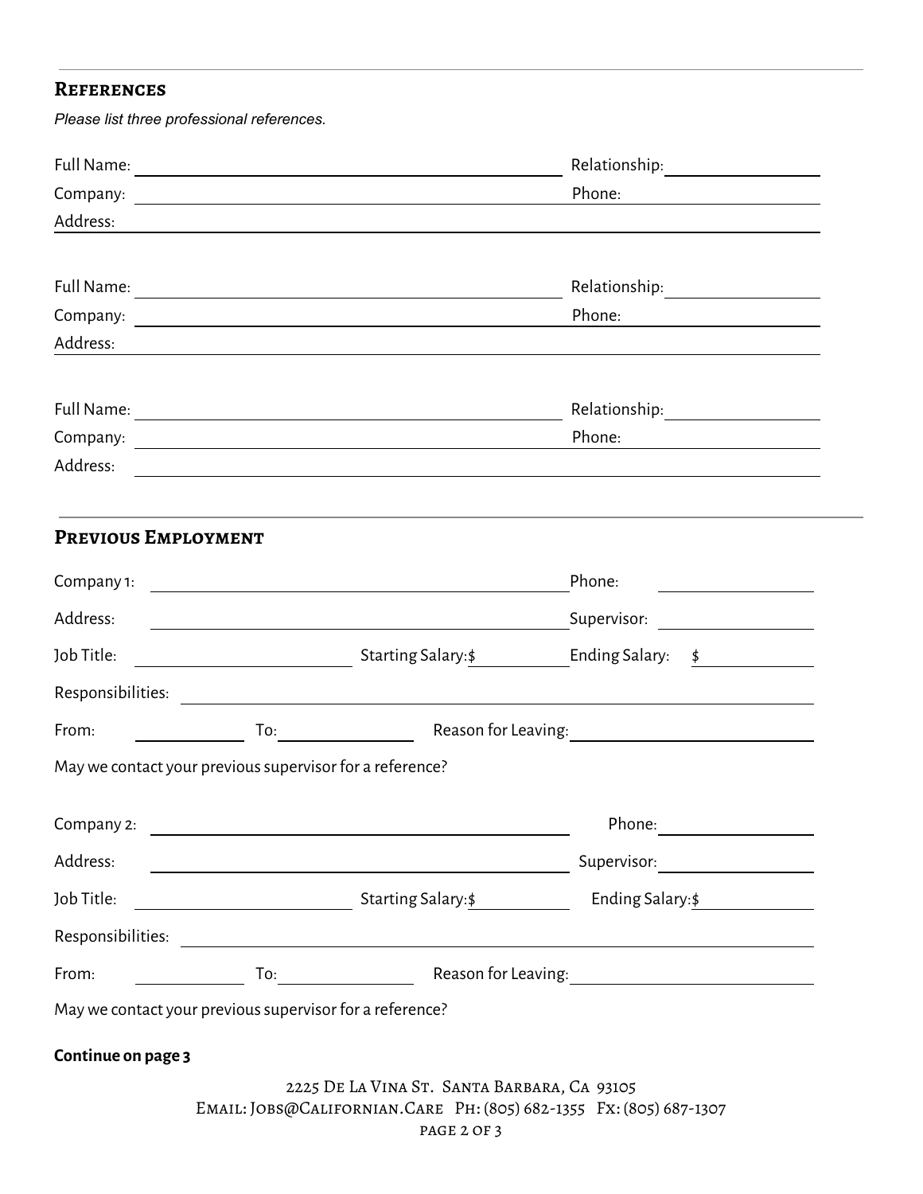## References

*Please list three professional references.*

Full Name: ______________________________ Relationship: ______________

Company: ______________________________ Phone: ______________

Address: ______________________________________________

Full Name: ______________________________ Relationship: ______________

Company: ______________________________ Phone: ______________

Address: ______________________________________________

Full Name: ______________________________ Relationship: ______________

Company: ______________________________ Phone: ______________

Address: ______________________________________________

## Previous Employment

Company 1: ______________________________ Phone: ______________

Address: ______________________________ Supervisor: ______________

Job Title: ______________ Starting Salary: $ __________ Ending Salary: $ __________

Responsibilities: ______________________________________________

From: __________ To: __________ Reason for Leaving: ______________________

May we contact your previous supervisor for a reference?

Company 2: ______________________________ Phone: ______________

Address: ______________________________ Supervisor: ______________

Job Title: ______________ Starting Salary: $ __________ Ending Salary: $ __________

Responsibilities: ______________________________________________

From: __________ To: __________ Reason for Leaving: ______________________

May we contact your previous supervisor for a reference?

**Continue on page 3**

2225 De La Vina St. Santa Barbara, Ca 93105
Email: Jobs@Californian.Care Ph: (805) 682-1355 Fx: (805) 687-1307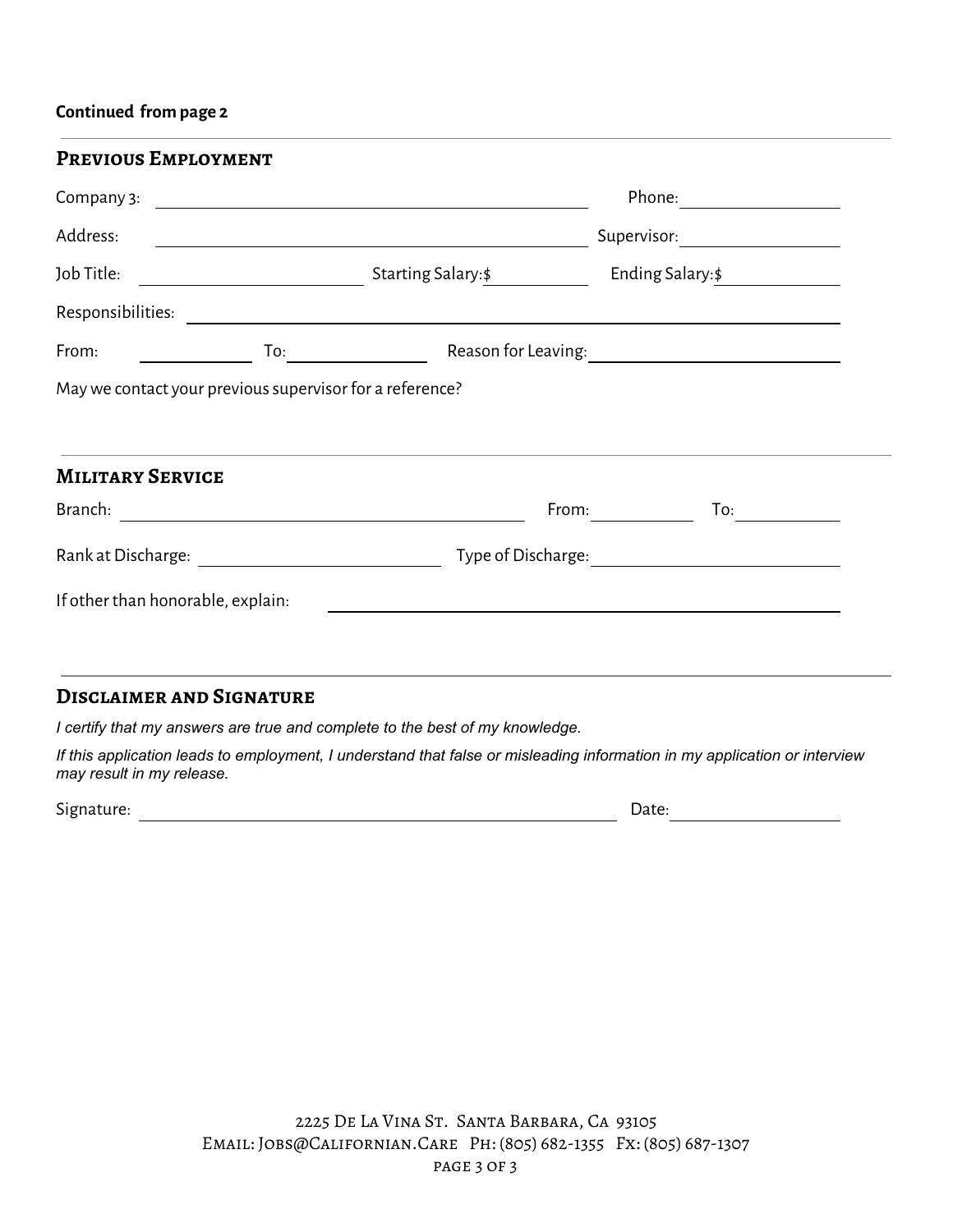**Continued from page 2**

## Previous Employment

Company 3: ____________________ Phone: ____________

Address: ____________________ Supervisor: ____________

Job Title: ____________ Starting Salary:$ ________ Ending Salary:$ ________

Responsibilities: ____________________

From: ________ To: ________ Reason for Leaving: ____________

May we contact your previous supervisor for a reference?

## Military Service

Branch: ____________________ From: ________ To: ________

Rank at Discharge: ____________ Type of Discharge: ____________

If other than honorable, explain: ____________________

## Disclaimer and Signature

*I certify that my answers are true and complete to the best of my knowledge.*

*If this application leads to employment, I understand that false or misleading information in my application or interview may result in my release.*

Signature: ____________________ Date: ____________

2225 De La Vina St. Santa Barbara, Ca 93105
Email: Jobs@Californian.Care Ph: (805) 682-1355 Fx: (805) 687-1307